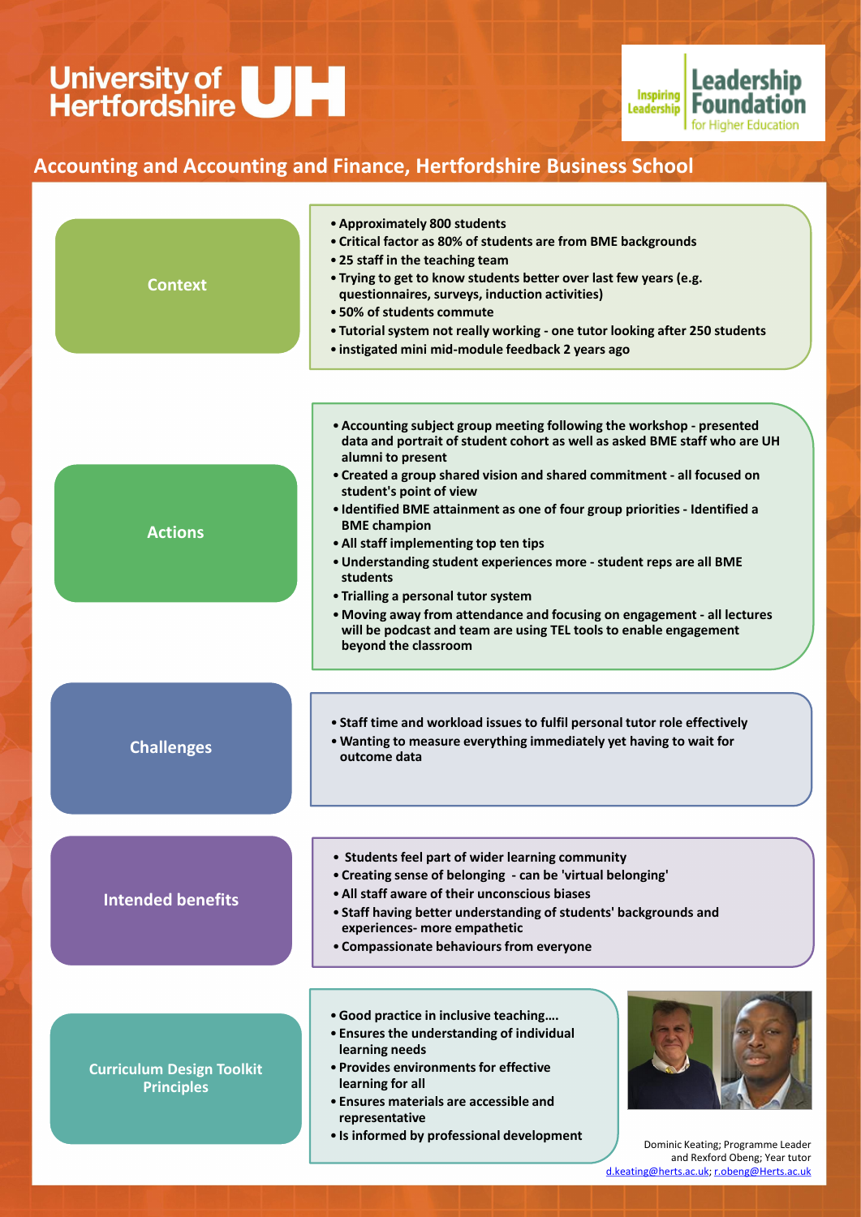University of Hertfordshire UH

Inspiring Leadership | Leadership Foundation for Higher Education

## Accounting and Accounting and Finance, Hertfordshire Business School

### Context

- Approximately 800 students
- Critical factor as 80% of students are from BME backgrounds
- 25 staff in the teaching team
- Trying to get to know students better over last few years (e.g. questionnaires, surveys, induction activities)
- 50% of students commute
- Tutorial system not really working - one tutor looking after 250 students
- instigated mini mid-module feedback 2 years ago

### Actions

- Accounting subject group meeting following the workshop - presented data and portrait of student cohort as well as asked BME staff who are UH alumni to present
- Created a group shared vision and shared commitment - all focused on student's point of view
- Identified BME attainment as one of four group priorities - Identified a BME champion
- All staff implementing top ten tips
- Understanding student experiences more - student reps are all BME students
- Trialling a personal tutor system
- Moving away from attendance and focusing on engagement - all lectures will be podcast and team are using TEL tools to enable engagement beyond the classroom

### Challenges

- Staff time and workload issues to fulfil personal tutor role effectively
- Wanting to measure everything immediately yet having to wait for outcome data

### Intended benefits

- Students feel part of wider learning community
- Creating sense of belonging - can be 'virtual belonging'
- All staff aware of their unconscious biases
- Staff having better understanding of students' backgrounds and experiences- more empathetic
- Compassionate behaviours from everyone

### Curriculum Design Toolkit Principles

- Good practice in inclusive teaching….
- Ensures the understanding of individual learning needs
- Provides environments for effective learning for all
- Ensures materials are accessible and representative
- Is informed by professional development

Dominic Keating; Programme Leader and Rexford Obeng; Year tutor
d.keating@herts.ac.uk; r.obeng@Herts.ac.uk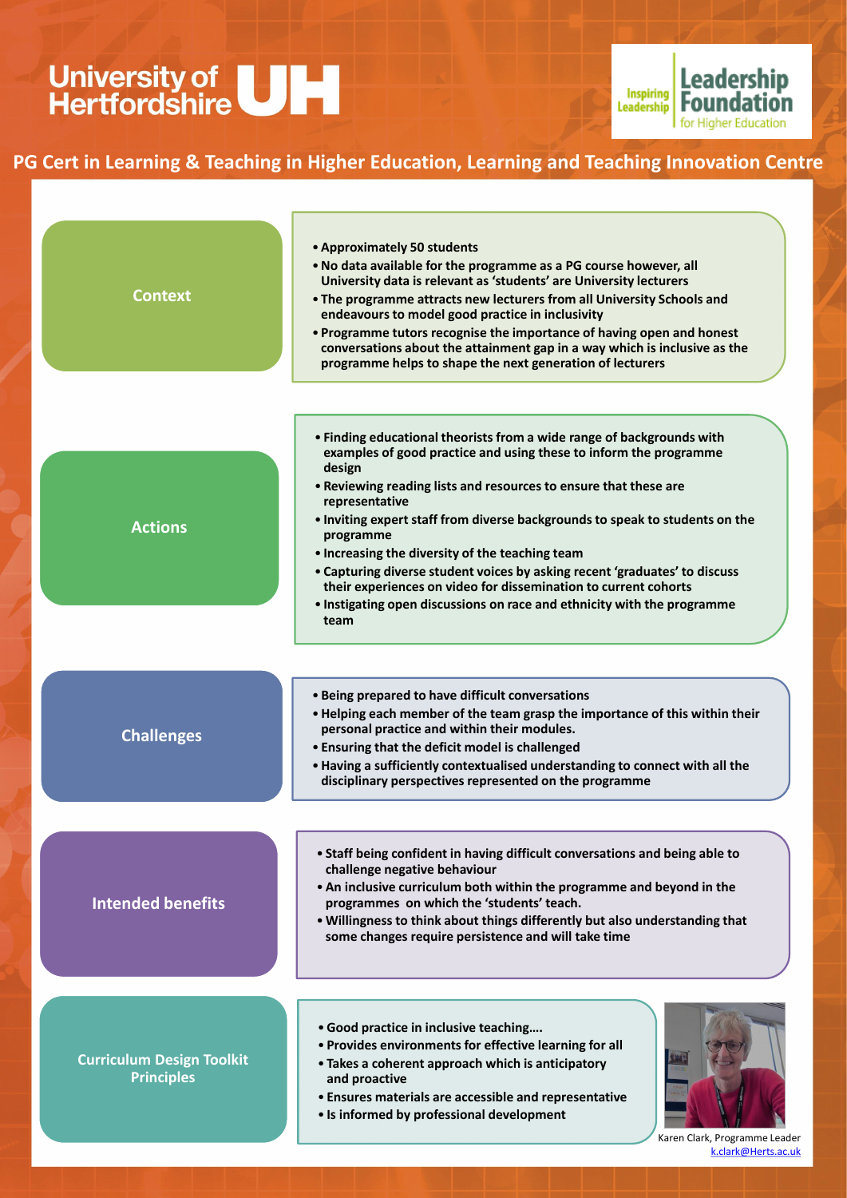University of Hertfordshire UH

Inspiring Leadership | Leadership Foundation for Higher Education

## PG Cert in Learning & Teaching in Higher Education, Learning and Teaching Innovation Centre

### Context

- **Approximately 50 students**
- **No data available for the programme as a PG course however, all University data is relevant as 'students' are University lecturers**
- **The programme attracts new lecturers from all University Schools and endeavours to model good practice in inclusivity**
- **Programme tutors recognise the importance of having open and honest conversations about the attainment gap in a way which is inclusive as the programme helps to shape the next generation of lecturers**

### Actions

- **Finding educational theorists from a wide range of backgrounds with examples of good practice and using these to inform the programme design**
- **Reviewing reading lists and resources to ensure that these are representative**
- **Inviting expert staff from diverse backgrounds to speak to students on the programme**
- **Increasing the diversity of the teaching team**
- **Capturing diverse student voices by asking recent 'graduates' to discuss their experiences on video for dissemination to current cohorts**
- **Instigating open discussions on race and ethnicity with the programme team**

### Challenges

- **Being prepared to have difficult conversations**
- **Helping each member of the team grasp the importance of this within their personal practice and within their modules.**
- **Ensuring that the deficit model is challenged**
- **Having a sufficiently contextualised understanding to connect with all the disciplinary perspectives represented on the programme**

### Intended benefits

- **Staff being confident in having difficult conversations and being able to challenge negative behaviour**
- **An inclusive curriculum both within the programme and beyond in the programmes on which the 'students' teach.**
- **Willingness to think about things differently but also understanding that some changes require persistence and will take time**

### Curriculum Design Toolkit Principles

- **Good practice in inclusive teaching….**
- **Provides environments for effective learning for all**
- **Takes a coherent approach which is anticipatory and proactive**
- **Ensures materials are accessible and representative**
- **Is informed by professional development**

Karen Clark, Programme Leader
k.clark@Herts.ac.uk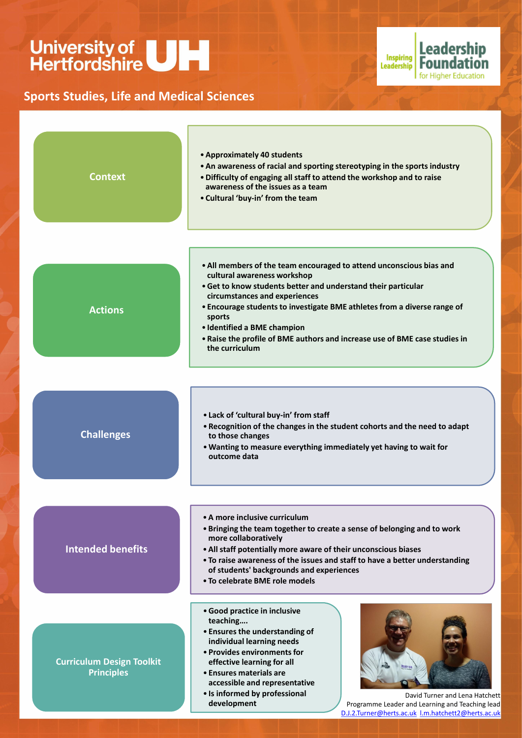University of Hertfordshire UH

Inspiring Leadership | Leadership Foundation for Higher Education

## Sports Studies, Life and Medical Sciences

### Context

- **Approximately 40 students**
- **An awareness of racial and sporting stereotyping in the sports industry**
- **Difficulty of engaging all staff to attend the workshop and to raise awareness of the issues as a team**
- **Cultural 'buy-in' from the team**

### Actions

- **All members of the team encouraged to attend unconscious bias and cultural awareness workshop**
- **Get to know students better and understand their particular circumstances and experiences**
- **Encourage students to investigate BME athletes from a diverse range of sports**
- **Identified a BME champion**
- **Raise the profile of BME authors and increase use of BME case studies in the curriculum**

### Challenges

- **Lack of 'cultural buy-in' from staff**
- **Recognition of the changes in the student cohorts and the need to adapt to those changes**
- **Wanting to measure everything immediately yet having to wait for outcome data**

### Intended benefits

- **A more inclusive curriculum**
- **Bringing the team together to create a sense of belonging and to work more collaboratively**
- **All staff potentially more aware of their unconscious biases**
- **To raise awareness of the issues and staff to have a better understanding of students' backgrounds and experiences**
- **To celebrate BME role models**

### Curriculum Design Toolkit Principles

- **Good practice in inclusive teaching….**
- **Ensures the understanding of individual learning needs**
- **Provides environments for effective learning for all**
- **Ensures materials are accessible and representative**
- **Is informed by professional development**

David Turner and Lena Hatchett
Programme Leader and Learning and Teaching lead
D.J.2.Turner@herts.ac.uk l.m.hatchett2@herts.ac.uk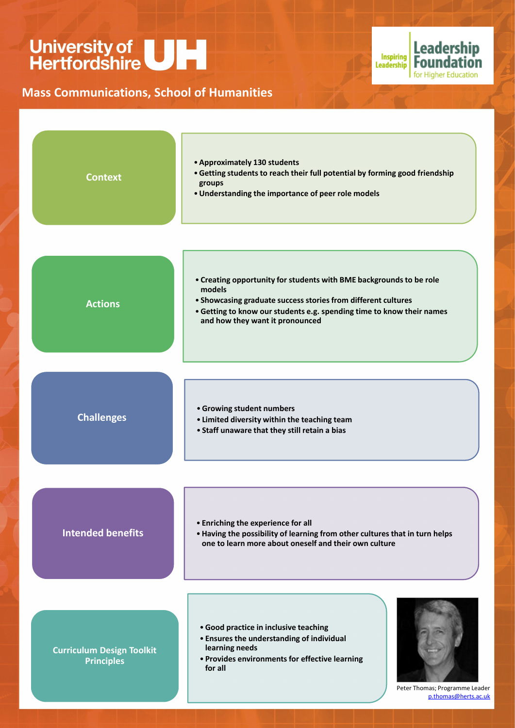University of Hertfordshire UH

Inspiring Leadership — Leadership Foundation for Higher Education

## Mass Communications, School of Humanities

### Context

- Approximately 130 students
- Getting students to reach their full potential by forming good friendship groups
- Understanding the importance of peer role models

### Actions

- Creating opportunity for students with BME backgrounds to be role models
- Showcasing graduate success stories from different cultures
- Getting to know our students e.g. spending time to know their names and how they want it pronounced

### Challenges

- Growing student numbers
- Limited diversity within the teaching team
- Staff unaware that they still retain a bias

### Intended benefits

- Enriching the experience for all
- Having the possibility of learning from other cultures that in turn helps one to learn more about oneself and their own culture

### Curriculum Design Toolkit Principles

- Good practice in inclusive teaching
- Ensures the understanding of individual learning needs
- Provides environments for effective learning for all

Peter Thomas; Programme Leader
p.thomas@herts.ac.uk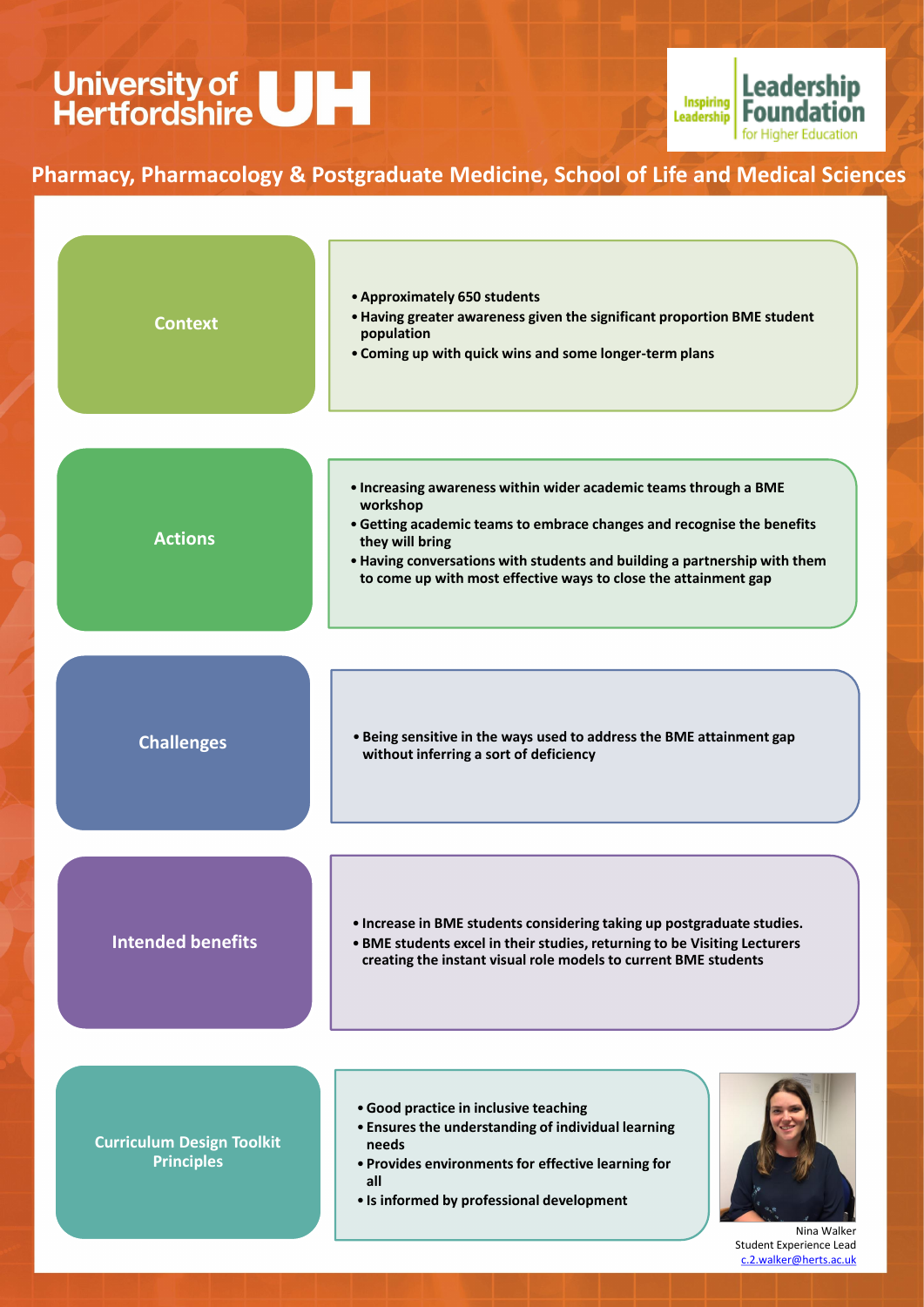University of Hertfordshire UH

Inspiring Leadership | Leadership Foundation for Higher Education

## Pharmacy, Pharmacology & Postgraduate Medicine, School of Life and Medical Sciences

### Context

- **Approximately 650 students**
- **Having greater awareness given the significant proportion BME student population**
- **Coming up with quick wins and some longer-term plans**

### Actions

- **Increasing awareness within wider academic teams through a BME workshop**
- **Getting academic teams to embrace changes and recognise the benefits they will bring**
- **Having conversations with students and building a partnership with them to come up with most effective ways to close the attainment gap**

### Challenges

- **Being sensitive in the ways used to address the BME attainment gap without inferring a sort of deficiency**

### Intended benefits

- **Increase in BME students considering taking up postgraduate studies.**
- **BME students excel in their studies, returning to be Visiting Lecturers creating the instant visual role models to current BME students**

### Curriculum Design Toolkit Principles

- **Good practice in inclusive teaching**
- **Ensures the understanding of individual learning needs**
- **Provides environments for effective learning for all**
- **Is informed by professional development**

Nina Walker
Student Experience Lead
c.2.walker@herts.ac.uk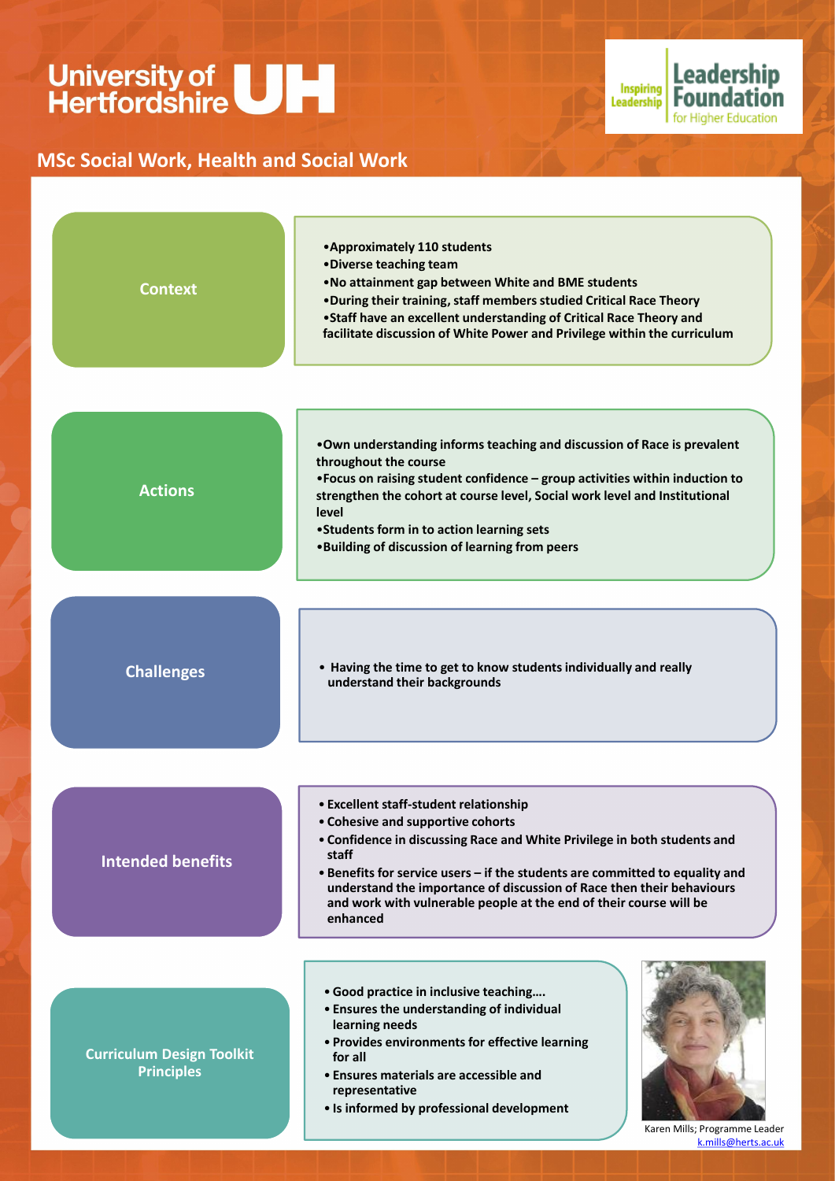University of Hertfordshire UH

Inspiring Leadership | Leadership Foundation for Higher Education

## MSc Social Work, Health and Social Work

### Context

- Approximately 110 students
- Diverse teaching team
- No attainment gap between White and BME students
- During their training, staff members studied Critical Race Theory
- Staff have an excellent understanding of Critical Race Theory and facilitate discussion of White Power and Privilege within the curriculum

### Actions

- Own understanding informs teaching and discussion of Race is prevalent throughout the course
- Focus on raising student confidence – group activities within induction to strengthen the cohort at course level, Social work level and Institutional level
- Students form in to action learning sets
- Building of discussion of learning from peers

### Challenges

- Having the time to get to know students individually and really understand their backgrounds

### Intended benefits

- Excellent staff-student relationship
- Cohesive and supportive cohorts
- Confidence in discussing Race and White Privilege in both students and staff
- Benefits for service users – if the students are committed to equality and understand the importance of discussion of Race then their behaviours and work with vulnerable people at the end of their course will be enhanced

### Curriculum Design Toolkit Principles

- Good practice in inclusive teaching….
- Ensures the understanding of individual learning needs
- Provides environments for effective learning for all
- Ensures materials are accessible and representative
- Is informed by professional development

Karen Mills; Programme Leader
k.mills@herts.ac.uk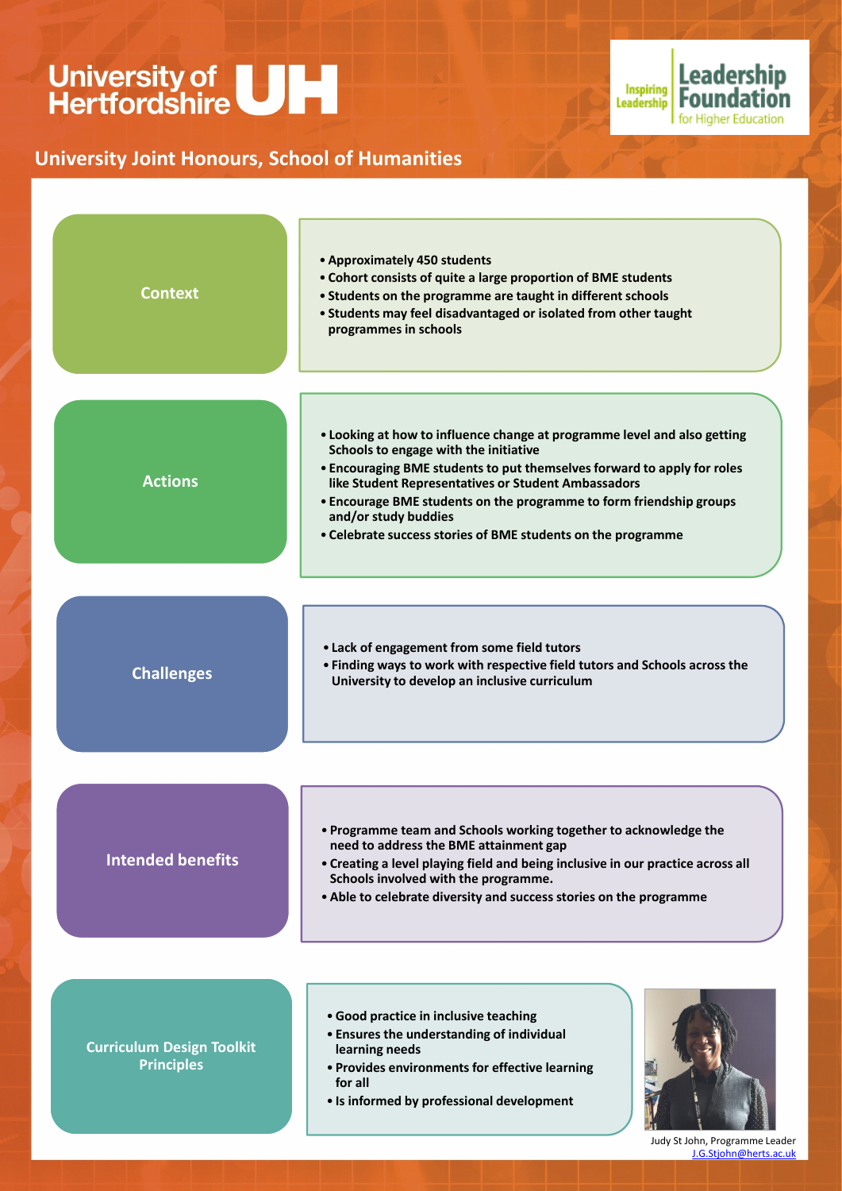University of Hertfordshire UH

Inspiring Leadership | Leadership Foundation for Higher Education

## University Joint Honours, School of Humanities

### Context

- Approximately 450 students
- Cohort consists of quite a large proportion of BME students
- Students on the programme are taught in different schools
- Students may feel disadvantaged or isolated from other taught programmes in schools

### Actions

- Looking at how to influence change at programme level and also getting Schools to engage with the initiative
- Encouraging BME students to put themselves forward to apply for roles like Student Representatives or Student Ambassadors
- Encourage BME students on the programme to form friendship groups and/or study buddies
- Celebrate success stories of BME students on the programme

### Challenges

- Lack of engagement from some field tutors
- Finding ways to work with respective field tutors and Schools across the University to develop an inclusive curriculum

### Intended benefits

- Programme team and Schools working together to acknowledge the need to address the BME attainment gap
- Creating a level playing field and being inclusive in our practice across all Schools involved with the programme.
- Able to celebrate diversity and success stories on the programme

### Curriculum Design Toolkit Principles

- Good practice in inclusive teaching
- Ensures the understanding of individual learning needs
- Provides environments for effective learning for all
- Is informed by professional development

Judy St John, Programme Leader
J.G.Stjohn@herts.ac.uk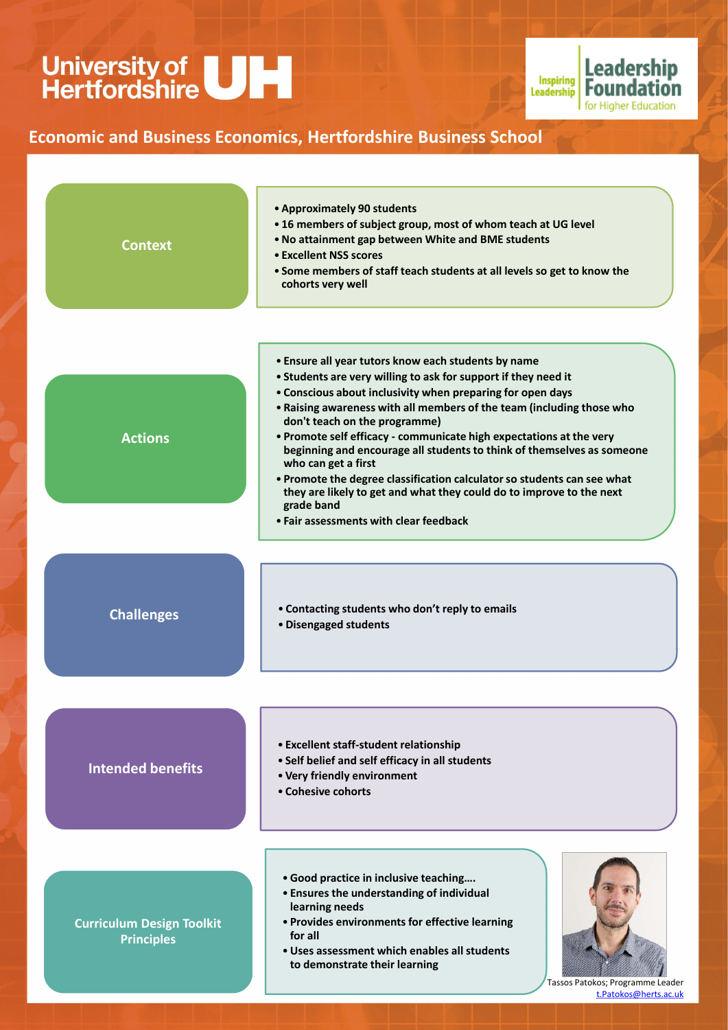University of Hertfordshire UH

Inspiring Leadership | Leadership Foundation for Higher Education

## Economic and Business Economics, Hertfordshire Business School

### Context

- Approximately 90 students
- 16 members of subject group, most of whom teach at UG level
- No attainment gap between White and BME students
- Excellent NSS scores
- Some members of staff teach students at all levels so get to know the cohorts very well

### Actions

- Ensure all year tutors know each students by name
- Students are very willing to ask for support if they need it
- Conscious about inclusivity when preparing for open days
- Raising awareness with all members of the team (including those who don't teach on the programme)
- Promote self efficacy - communicate high expectations at the very beginning and encourage all students to think of themselves as someone who can get a first
- Promote the degree classification calculator so students can see what they are likely to get and what they could do to improve to the next grade band
- Fair assessments with clear feedback

### Challenges

- Contacting students who don't reply to emails
- Disengaged students

### Intended benefits

- Excellent staff-student relationship
- Self belief and self efficacy in all students
- Very friendly environment
- Cohesive cohorts

### Curriculum Design Toolkit Principles

- Good practice in inclusive teaching….
- Ensures the understanding of individual learning needs
- Provides environments for effective learning for all
- Uses assessment which enables all students to demonstrate their learning

Tassos Patokos; Programme Leader
t.Patokos@herts.ac.uk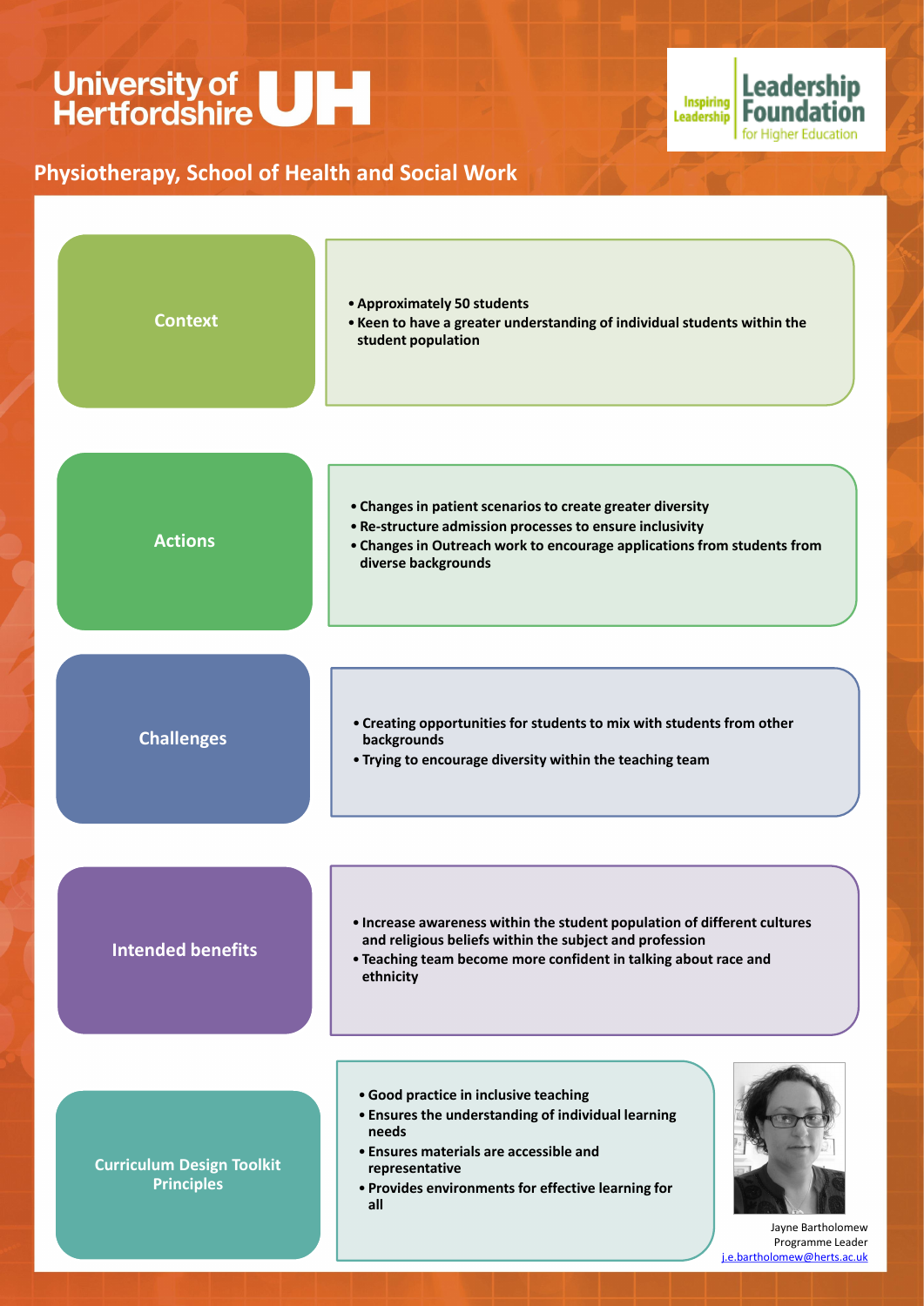University of Hertfordshire UH

Inspiring Leadership | Leadership Foundation for Higher Education

## Physiotherapy, School of Health and Social Work

### Context

- Approximately 50 students
- Keen to have a greater understanding of individual students within the student population

### Actions

- Changes in patient scenarios to create greater diversity
- Re-structure admission processes to ensure inclusivity
- Changes in Outreach work to encourage applications from students from diverse backgrounds

### Challenges

- Creating opportunities for students to mix with students from other backgrounds
- Trying to encourage diversity within the teaching team

### Intended benefits

- Increase awareness within the student population of different cultures and religious beliefs within the subject and profession
- Teaching team become more confident in talking about race and ethnicity

### Curriculum Design Toolkit Principles

- Good practice in inclusive teaching
- Ensures the understanding of individual learning needs
- Ensures materials are accessible and representative
- Provides environments for effective learning for all

Jayne Bartholomew
Programme Leader
j.e.bartholomew@herts.ac.uk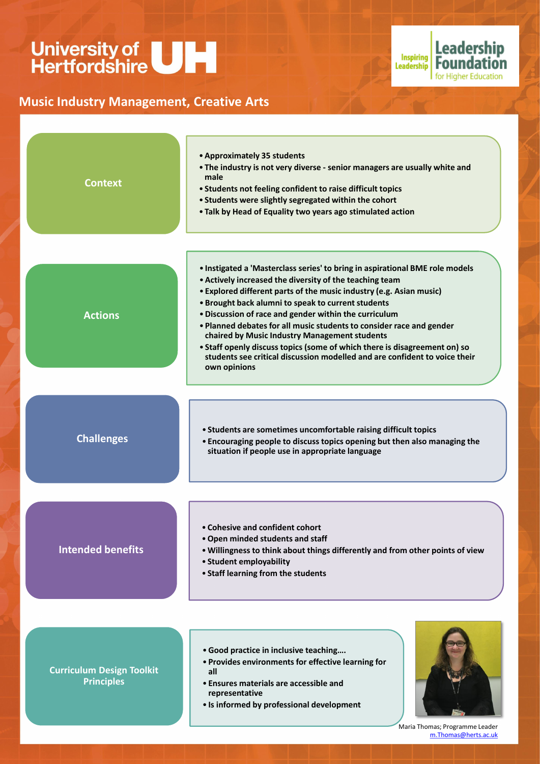University of Hertfordshire UH

Inspiring Leadership | Leadership Foundation for Higher Education

## Music Industry Management, Creative Arts

### Context

- Approximately 35 students
- The industry is not very diverse - senior managers are usually white and male
- Students not feeling confident to raise difficult topics
- Students were slightly segregated within the cohort
- Talk by Head of Equality two years ago stimulated action

### Actions

- Instigated a 'Masterclass series' to bring in aspirational BME role models
- Actively increased the diversity of the teaching team
- Explored different parts of the music industry (e.g. Asian music)
- Brought back alumni to speak to current students
- Discussion of race and gender within the curriculum
- Planned debates for all music students to consider race and gender chaired by Music Industry Management students
- Staff openly discuss topics (some of which there is disagreement on) so students see critical discussion modelled and are confident to voice their own opinions

### Challenges

- Students are sometimes uncomfortable raising difficult topics
- Encouraging people to discuss topics opening but then also managing the situation if people use in appropriate language

### Intended benefits

- Cohesive and confident cohort
- Open minded students and staff
- Willingness to think about things differently and from other points of view
- Student employability
- Staff learning from the students

### Curriculum Design Toolkit Principles

- Good practice in inclusive teaching….
- Provides environments for effective learning for all
- Ensures materials are accessible and representative
- Is informed by professional development

Maria Thomas; Programme Leader
m.Thomas@herts.ac.uk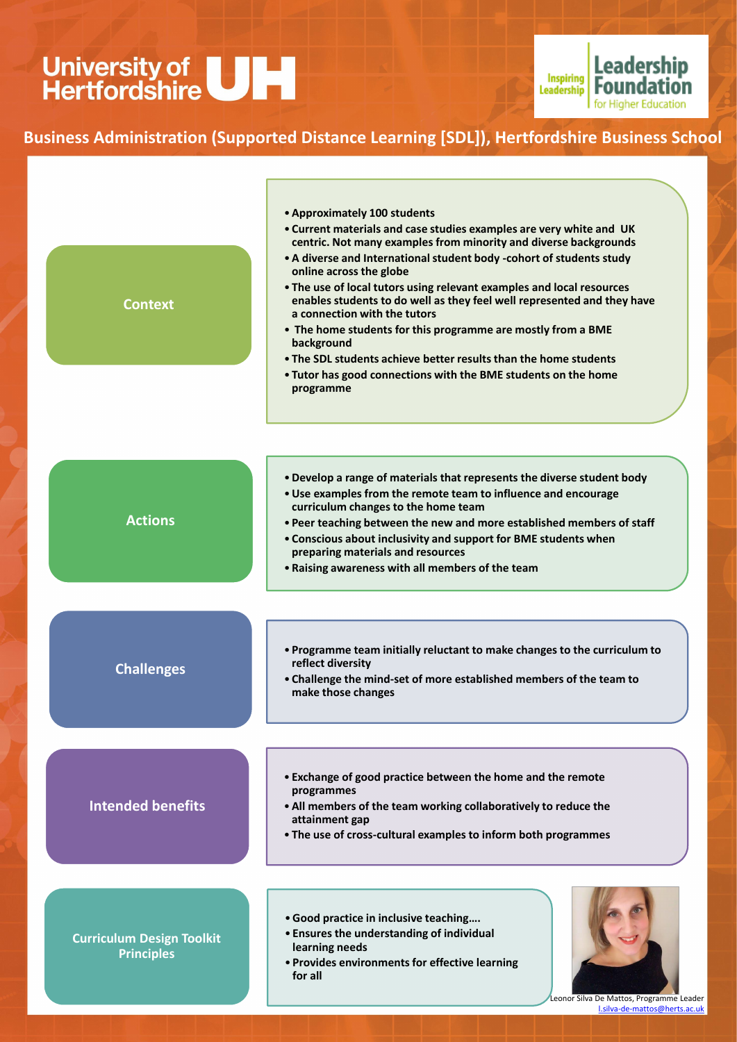University of Hertfordshire UH

Inspiring Leadership | Leadership Foundation for Higher Education

## Business Administration (Supported Distance Learning [SDL]), Hertfordshire Business School

### Context

- **Approximately 100 students**
- **Current materials and case studies examples are very white and UK centric. Not many examples from minority and diverse backgrounds**
- **A diverse and International student body -cohort of students study online across the globe**
- **The use of local tutors using relevant examples and local resources enables students to do well as they feel well represented and they have a connection with the tutors**
- **The home students for this programme are mostly from a BME background**
- **The SDL students achieve better results than the home students**
- **Tutor has good connections with the BME students on the home programme**

### Actions

- **Develop a range of materials that represents the diverse student body**
- **Use examples from the remote team to influence and encourage curriculum changes to the home team**
- **Peer teaching between the new and more established members of staff**
- **Conscious about inclusivity and support for BME students when preparing materials and resources**
- **Raising awareness with all members of the team**

### Challenges

- **Programme team initially reluctant to make changes to the curriculum to reflect diversity**
- **Challenge the mind-set of more established members of the team to make those changes**

### Intended benefits

- **Exchange of good practice between the home and the remote programmes**
- **All members of the team working collaboratively to reduce the attainment gap**
- **The use of cross-cultural examples to inform both programmes**

### Curriculum Design Toolkit Principles

- **Good practice in inclusive teaching….**
- **Ensures the understanding of individual learning needs**
- **Provides environments for effective learning for all**

Leonor Silva De Mattos, Programme Leader
l.silva-de-mattos@herts.ac.uk